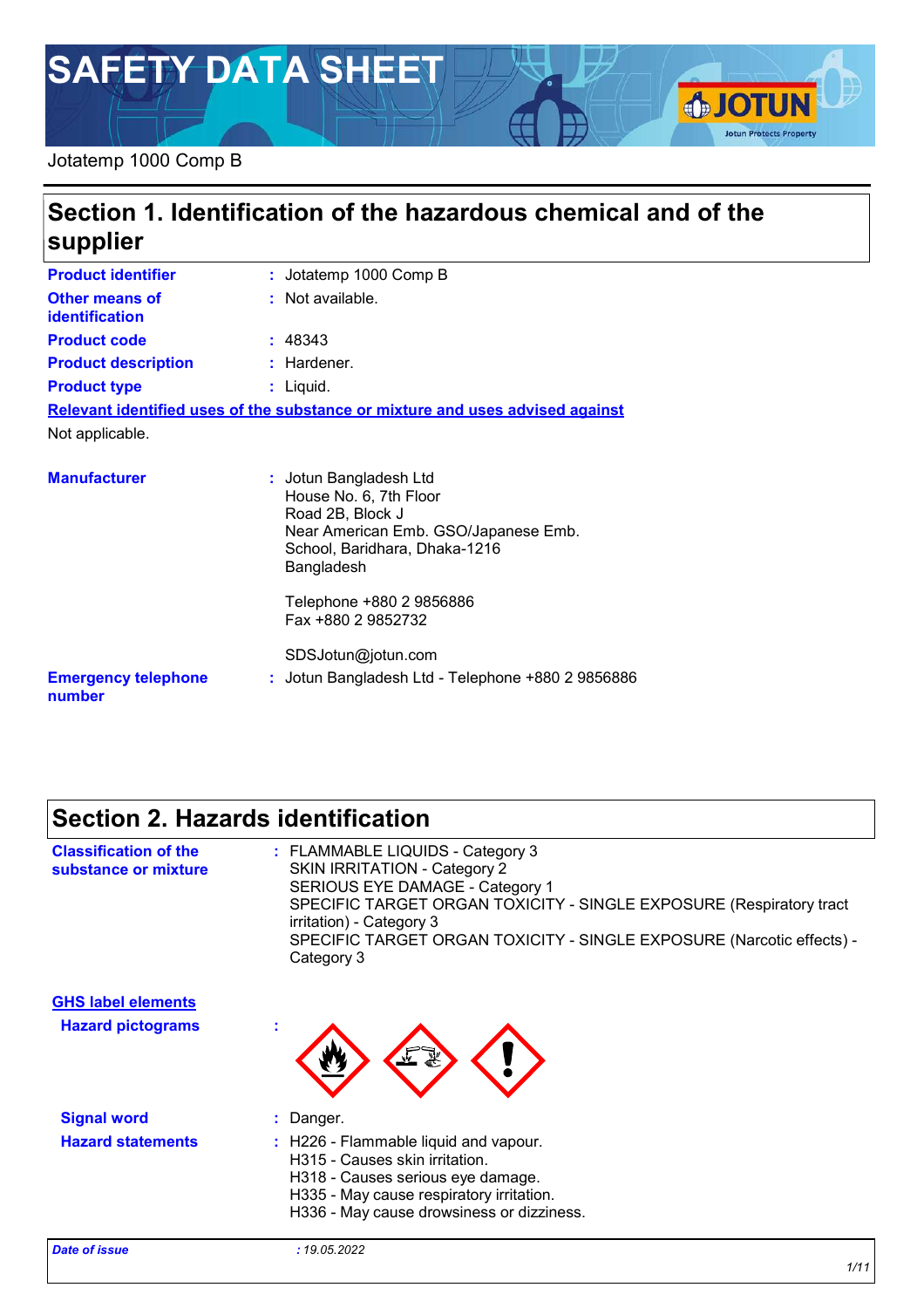# SAFETY DATA SHEET

Jotatemp 1000 Comp B

## Section 1. Identification of the hazardous chemical and of the supplier

**Product identifier** : Jotatemp 1000 Comp B

**Other means of identification** : Not available.

**Product code** : 48343

**Product description** : Hardener.

**Product type** : Liquid.

**Relevant identified uses of the substance or mixture and uses advised against**

Not applicable.

**Manufacturer** : Jotun Bangladesh Ltd
House No. 6, 7th Floor
Road 2B, Block J
Near American Emb. GSO/Japanese Emb.
School, Baridhara, Dhaka-1216
Bangladesh

Telephone +880 2 9856886
Fax +880 2 9852732

SDSJotun@jotun.com

**Emergency telephone number** : Jotun Bangladesh Ltd - Telephone +880 2 9856886

## Section 2. Hazards identification

**Classification of the substance or mixture** : FLAMMABLE LIQUIDS - Category 3
SKIN IRRITATION - Category 2
SERIOUS EYE DAMAGE - Category 1
SPECIFIC TARGET ORGAN TOXICITY - SINGLE EXPOSURE (Respiratory tract irritation) - Category 3
SPECIFIC TARGET ORGAN TOXICITY - SINGLE EXPOSURE (Narcotic effects) - Category 3

**GHS label elements**

**Hazard pictograms** :

**Signal word** : Danger.

**Hazard statements** : H226 - Flammable liquid and vapour.
H315 - Causes skin irritation.
H318 - Causes serious eye damage.
H335 - May cause respiratory irritation.
H336 - May cause drowsiness or dizziness.

*Date of issue* *: 19.05.2022*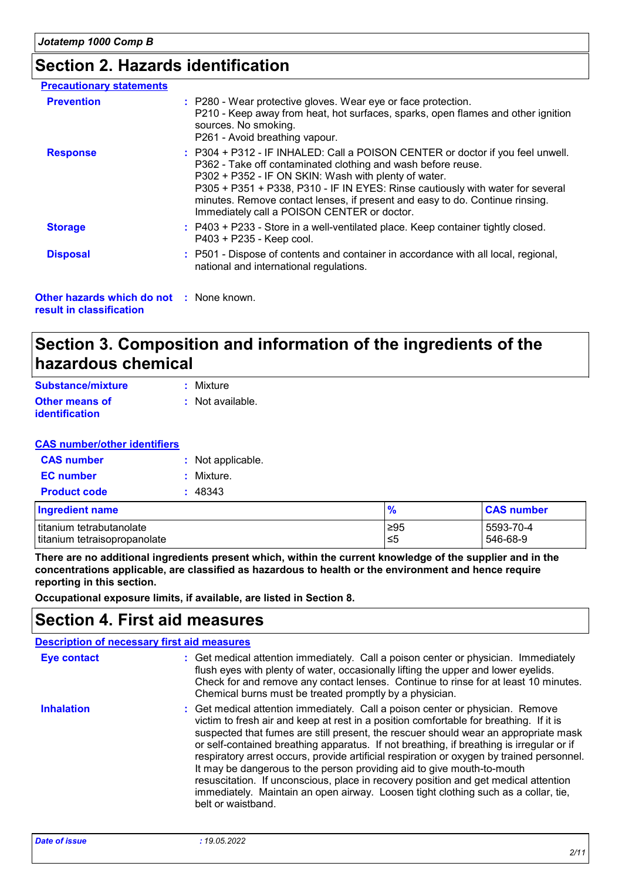## Section 2. Hazards identification

### Precautionary statements

**Prevention** : P280 - Wear protective gloves. Wear eye or face protection.
P210 - Keep away from heat, hot surfaces, sparks, open flames and other ignition sources. No smoking.
P261 - Avoid breathing vapour.

**Response** : P304 + P312 - IF INHALED: Call a POISON CENTER or doctor if you feel unwell.
P362 - Take off contaminated clothing and wash before reuse.
P302 + P352 - IF ON SKIN: Wash with plenty of water.
P305 + P351 + P338, P310 - IF IN EYES: Rinse cautiously with water for several minutes. Remove contact lenses, if present and easy to do. Continue rinsing. Immediately call a POISON CENTER or doctor.

**Storage** : P403 + P233 - Store in a well-ventilated place. Keep container tightly closed.
P403 + P235 - Keep cool.

**Disposal** : P501 - Dispose of contents and container in accordance with all local, regional, national and international regulations.

**Other hazards which do not result in classification** : None known.

## Section 3. Composition and information of the ingredients of the hazardous chemical

**Substance/mixture** : Mixture

**Other means of identification** : Not available.

### CAS number/other identifiers

**CAS number** : Not applicable.

**EC number** : Mixture.

**Product code** : 48343

| Ingredient name | % | CAS number |
|---|---|---|
| titanium tetrabutanolate | ≥95 | 5593-70-4 |
| titanium tetraisopropanolate | ≤5 | 546-68-9 |

**There are no additional ingredients present which, within the current knowledge of the supplier and in the concentrations applicable, are classified as hazardous to health or the environment and hence require reporting in this section.**

**Occupational exposure limits, if available, are listed in Section 8.**

## Section 4. First aid measures

### Description of necessary first aid measures

**Eye contact** : Get medical attention immediately. Call a poison center or physician. Immediately flush eyes with plenty of water, occasionally lifting the upper and lower eyelids. Check for and remove any contact lenses. Continue to rinse for at least 10 minutes. Chemical burns must be treated promptly by a physician.

**Inhalation** : Get medical attention immediately. Call a poison center or physician. Remove victim to fresh air and keep at rest in a position comfortable for breathing. If it is suspected that fumes are still present, the rescuer should wear an appropriate mask or self-contained breathing apparatus. If not breathing, if breathing is irregular or if respiratory arrest occurs, provide artificial respiration or oxygen by trained personnel. It may be dangerous to the person providing aid to give mouth-to-mouth resuscitation. If unconscious, place in recovery position and get medical attention immediately. Maintain an open airway. Loosen tight clothing such as a collar, tie, belt or waistband.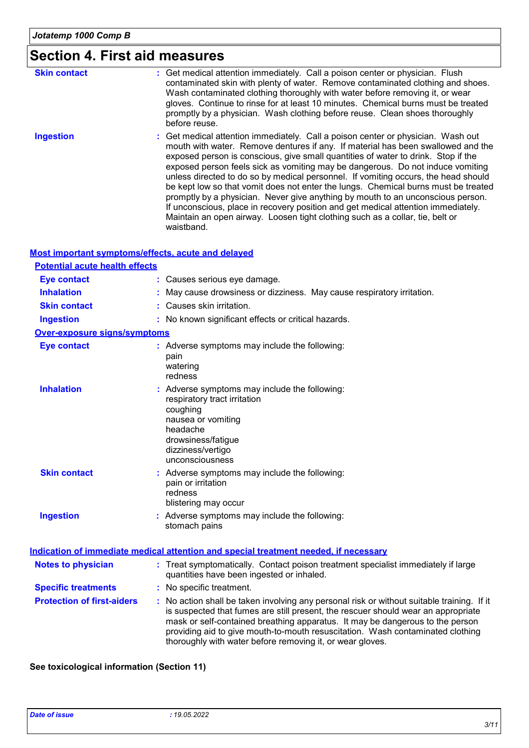## Section 4. First aid measures

| | |
|---|---|
| **Skin contact** | : Get medical attention immediately. Call a poison center or physician. Flush contaminated skin with plenty of water. Remove contaminated clothing and shoes. Wash contaminated clothing thoroughly with water before removing it, or wear gloves. Continue to rinse for at least 10 minutes. Chemical burns must be treated promptly by a physician. Wash clothing before reuse. Clean shoes thoroughly before reuse. |
| **Ingestion** | : Get medical attention immediately. Call a poison center or physician. Wash out mouth with water. Remove dentures if any. If material has been swallowed and the exposed person is conscious, give small quantities of water to drink. Stop if the exposed person feels sick as vomiting may be dangerous. Do not induce vomiting unless directed to do so by medical personnel. If vomiting occurs, the head should be kept low so that vomit does not enter the lungs. Chemical burns must be treated promptly by a physician. Never give anything by mouth to an unconscious person. If unconscious, place in recovery position and get medical attention immediately. Maintain an open airway. Loosen tight clothing such as a collar, tie, belt or waistband. |

### Most important symptoms/effects, acute and delayed

#### Potential acute health effects

| | |
|---|---|
| **Eye contact** | : Causes serious eye damage. |
| **Inhalation** | : May cause drowsiness or dizziness. May cause respiratory irritation. |
| **Skin contact** | : Causes skin irritation. |
| **Ingestion** | : No known significant effects or critical hazards. |

#### Over-exposure signs/symptoms

| | |
|---|---|
| **Eye contact** | : Adverse symptoms may include the following:<br>pain<br>watering<br>redness |
| **Inhalation** | : Adverse symptoms may include the following:<br>respiratory tract irritation<br>coughing<br>nausea or vomiting<br>headache<br>drowsiness/fatigue<br>dizziness/vertigo<br>unconsciousness |
| **Skin contact** | : Adverse symptoms may include the following:<br>pain or irritation<br>redness<br>blistering may occur |
| **Ingestion** | : Adverse symptoms may include the following:<br>stomach pains |

### Indication of immediate medical attention and special treatment needed, if necessary

| | |
|---|---|
| **Notes to physician** | : Treat symptomatically. Contact poison treatment specialist immediately if large quantities have been ingested or inhaled. |
| **Specific treatments** | : No specific treatment. |
| **Protection of first-aiders** | : No action shall be taken involving any personal risk or without suitable training. If it is suspected that fumes are still present, the rescuer should wear an appropriate mask or self-contained breathing apparatus. It may be dangerous to the person providing aid to give mouth-to-mouth resuscitation. Wash contaminated clothing thoroughly with water before removing it, or wear gloves. |

**See toxicological information (Section 11)**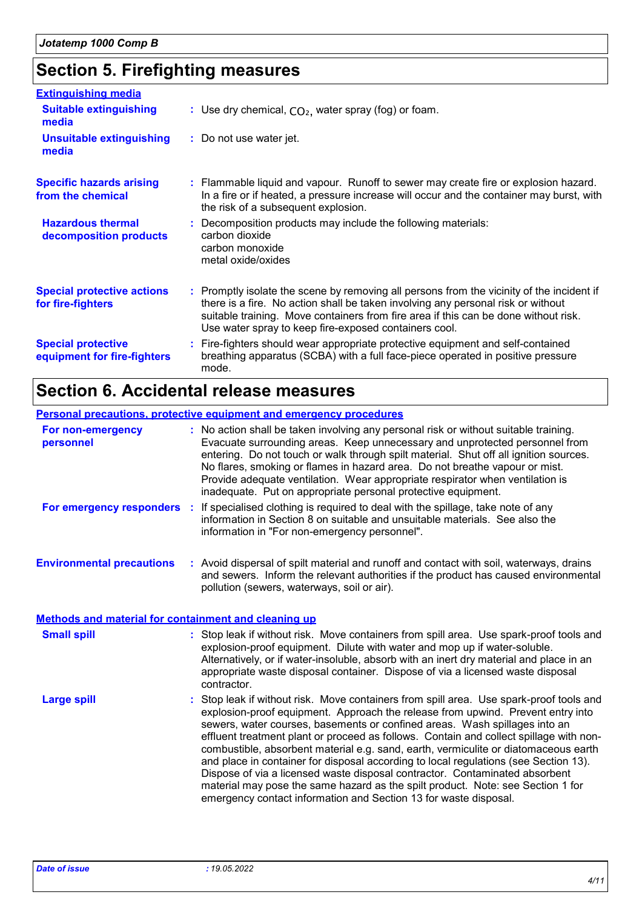## Section 5. Firefighting measures

**Extinguishing media**

**Suitable extinguishing media** : Use dry chemical, $CO_2$, water spray (fog) or foam.

**Unsuitable extinguishing media** : Do not use water jet.

**Specific hazards arising from the chemical** : Flammable liquid and vapour. Runoff to sewer may create fire or explosion hazard. In a fire or if heated, a pressure increase will occur and the container may burst, with the risk of a subsequent explosion.

**Hazardous thermal decomposition products** : Decomposition products may include the following materials:
carbon dioxide
carbon monoxide
metal oxide/oxides

**Special protective actions for fire-fighters** : Promptly isolate the scene by removing all persons from the vicinity of the incident if there is a fire. No action shall be taken involving any personal risk or without suitable training. Move containers from fire area if this can be done without risk. Use water spray to keep fire-exposed containers cool.

**Special protective equipment for fire-fighters** : Fire-fighters should wear appropriate protective equipment and self-contained breathing apparatus (SCBA) with a full face-piece operated in positive pressure mode.

## Section 6. Accidental release measures

**Personal precautions, protective equipment and emergency procedures**

**For non-emergency personnel** : No action shall be taken involving any personal risk or without suitable training. Evacuate surrounding areas. Keep unnecessary and unprotected personnel from entering. Do not touch or walk through spilt material. Shut off all ignition sources. No flares, smoking or flames in hazard area. Do not breathe vapour or mist. Provide adequate ventilation. Wear appropriate respirator when ventilation is inadequate. Put on appropriate personal protective equipment.

**For emergency responders** : If specialised clothing is required to deal with the spillage, take note of any information in Section 8 on suitable and unsuitable materials. See also the information in "For non-emergency personnel".

**Environmental precautions** : Avoid dispersal of spilt material and runoff and contact with soil, waterways, drains and sewers. Inform the relevant authorities if the product has caused environmental pollution (sewers, waterways, soil or air).

**Methods and material for containment and cleaning up**

**Small spill** : Stop leak if without risk. Move containers from spill area. Use spark-proof tools and explosion-proof equipment. Dilute with water and mop up if water-soluble. Alternatively, or if water-insoluble, absorb with an inert dry material and place in an appropriate waste disposal container. Dispose of via a licensed waste disposal contractor.

**Large spill** : Stop leak if without risk. Move containers from spill area. Use spark-proof tools and explosion-proof equipment. Approach the release from upwind. Prevent entry into sewers, water courses, basements or confined areas. Wash spillages into an effluent treatment plant or proceed as follows. Contain and collect spillage with non-combustible, absorbent material e.g. sand, earth, vermiculite or diatomaceous earth and place in container for disposal according to local regulations (see Section 13). Dispose of via a licensed waste disposal contractor. Contaminated absorbent material may pose the same hazard as the spilt product. Note: see Section 1 for emergency contact information and Section 13 for waste disposal.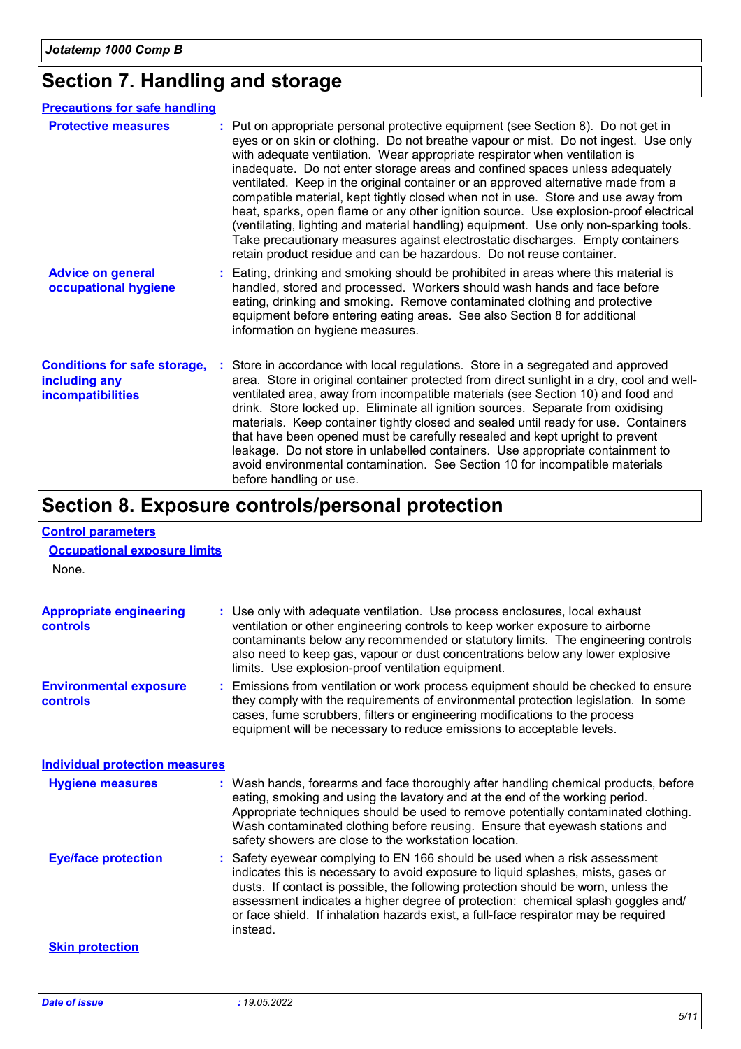# Section 7. Handling and storage

### Precautions for safe handling

**Protective measures** : Put on appropriate personal protective equipment (see Section 8). Do not get in eyes or on skin or clothing. Do not breathe vapour or mist. Do not ingest. Use only with adequate ventilation. Wear appropriate respirator when ventilation is inadequate. Do not enter storage areas and confined spaces unless adequately ventilated. Keep in the original container or an approved alternative made from a compatible material, kept tightly closed when not in use. Store and use away from heat, sparks, open flame or any other ignition source. Use explosion-proof electrical (ventilating, lighting and material handling) equipment. Use only non-sparking tools. Take precautionary measures against electrostatic discharges. Empty containers retain product residue and can be hazardous. Do not reuse container.

**Advice on general occupational hygiene** : Eating, drinking and smoking should be prohibited in areas where this material is handled, stored and processed. Workers should wash hands and face before eating, drinking and smoking. Remove contaminated clothing and protective equipment before entering eating areas. See also Section 8 for additional information on hygiene measures.

**Conditions for safe storage, including any incompatibilities** : Store in accordance with local regulations. Store in a segregated and approved area. Store in original container protected from direct sunlight in a dry, cool and well-ventilated area, away from incompatible materials (see Section 10) and food and drink. Store locked up. Eliminate all ignition sources. Separate from oxidising materials. Keep container tightly closed and sealed until ready for use. Containers that have been opened must be carefully resealed and kept upright to prevent leakage. Do not store in unlabelled containers. Use appropriate containment to avoid environmental contamination. See Section 10 for incompatible materials before handling or use.

# Section 8. Exposure controls/personal protection

### Control parameters

#### Occupational exposure limits

None.

**Appropriate engineering controls** : Use only with adequate ventilation. Use process enclosures, local exhaust ventilation or other engineering controls to keep worker exposure to airborne contaminants below any recommended or statutory limits. The engineering controls also need to keep gas, vapour or dust concentrations below any lower explosive limits. Use explosion-proof ventilation equipment.

**Environmental exposure controls** : Emissions from ventilation or work process equipment should be checked to ensure they comply with the requirements of environmental protection legislation. In some cases, fume scrubbers, filters or engineering modifications to the process equipment will be necessary to reduce emissions to acceptable levels.

### Individual protection measures

**Hygiene measures** : Wash hands, forearms and face thoroughly after handling chemical products, before eating, smoking and using the lavatory and at the end of the working period. Appropriate techniques should be used to remove potentially contaminated clothing. Wash contaminated clothing before reusing. Ensure that eyewash stations and safety showers are close to the workstation location.

**Eye/face protection** : Safety eyewear complying to EN 166 should be used when a risk assessment indicates this is necessary to avoid exposure to liquid splashes, mists, gases or dusts. If contact is possible, the following protection should be worn, unless the assessment indicates a higher degree of protection: chemical splash goggles and/or face shield. If inhalation hazards exist, a full-face respirator may be required instead.

#### Skin protection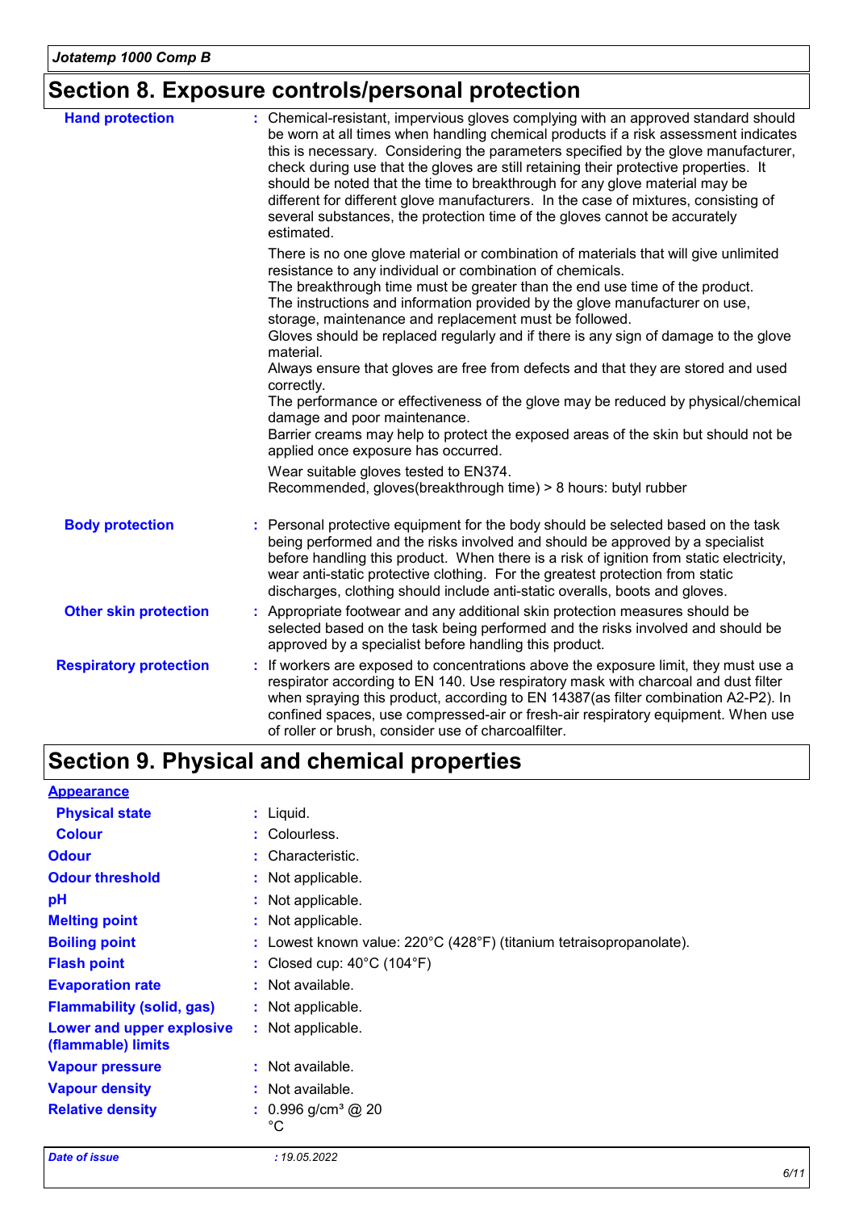## Section 8. Exposure controls/personal protection

**Hand protection** : Chemical-resistant, impervious gloves complying with an approved standard should be worn at all times when handling chemical products if a risk assessment indicates this is necessary. Considering the parameters specified by the glove manufacturer, check during use that the gloves are still retaining their protective properties. It should be noted that the time to breakthrough for any glove material may be different for different glove manufacturers. In the case of mixtures, consisting of several substances, the protection time of the gloves cannot be accurately estimated.

There is no one glove material or combination of materials that will give unlimited resistance to any individual or combination of chemicals.
The breakthrough time must be greater than the end use time of the product.
The instructions and information provided by the glove manufacturer on use, storage, maintenance and replacement must be followed.
Gloves should be replaced regularly and if there is any sign of damage to the glove material.
Always ensure that gloves are free from defects and that they are stored and used correctly.
The performance or effectiveness of the glove may be reduced by physical/chemical damage and poor maintenance.
Barrier creams may help to protect the exposed areas of the skin but should not be applied once exposure has occurred.

Wear suitable gloves tested to EN374.
Recommended, gloves(breakthrough time) > 8 hours: butyl rubber

**Body protection** : Personal protective equipment for the body should be selected based on the task being performed and the risks involved and should be approved by a specialist before handling this product. When there is a risk of ignition from static electricity, wear anti-static protective clothing. For the greatest protection from static discharges, clothing should include anti-static overalls, boots and gloves.

**Other skin protection** : Appropriate footwear and any additional skin protection measures should be selected based on the task being performed and the risks involved and should be approved by a specialist before handling this product.

**Respiratory protection** : If workers are exposed to concentrations above the exposure limit, they must use a respirator according to EN 140. Use respiratory mask with charcoal and dust filter when spraying this product, according to EN 14387(as filter combination A2-P2). In confined spaces, use compressed-air or fresh-air respiratory equipment. When use of roller or brush, consider use of charcoalfilter.

## Section 9. Physical and chemical properties

**Appearance**

| Property | Value |
|---|---|
| Physical state | Liquid. |
| Colour | Colourless. |
| Odour | Characteristic. |
| Odour threshold | Not applicable. |
| pH | Not applicable. |
| Melting point | Not applicable. |
| Boiling point | Lowest known value: 220°C (428°F) (titanium tetraisopropanolate). |
| Flash point | Closed cup: 40°C (104°F) |
| Evaporation rate | Not available. |
| Flammability (solid, gas) | Not applicable. |
| Lower and upper explosive (flammable) limits | Not applicable. |
| Vapour pressure | Not available. |
| Vapour density | Not available. |
| Relative density | 0.996 g/cm³ @ 20 °C |

Date of issue : 19.05.2022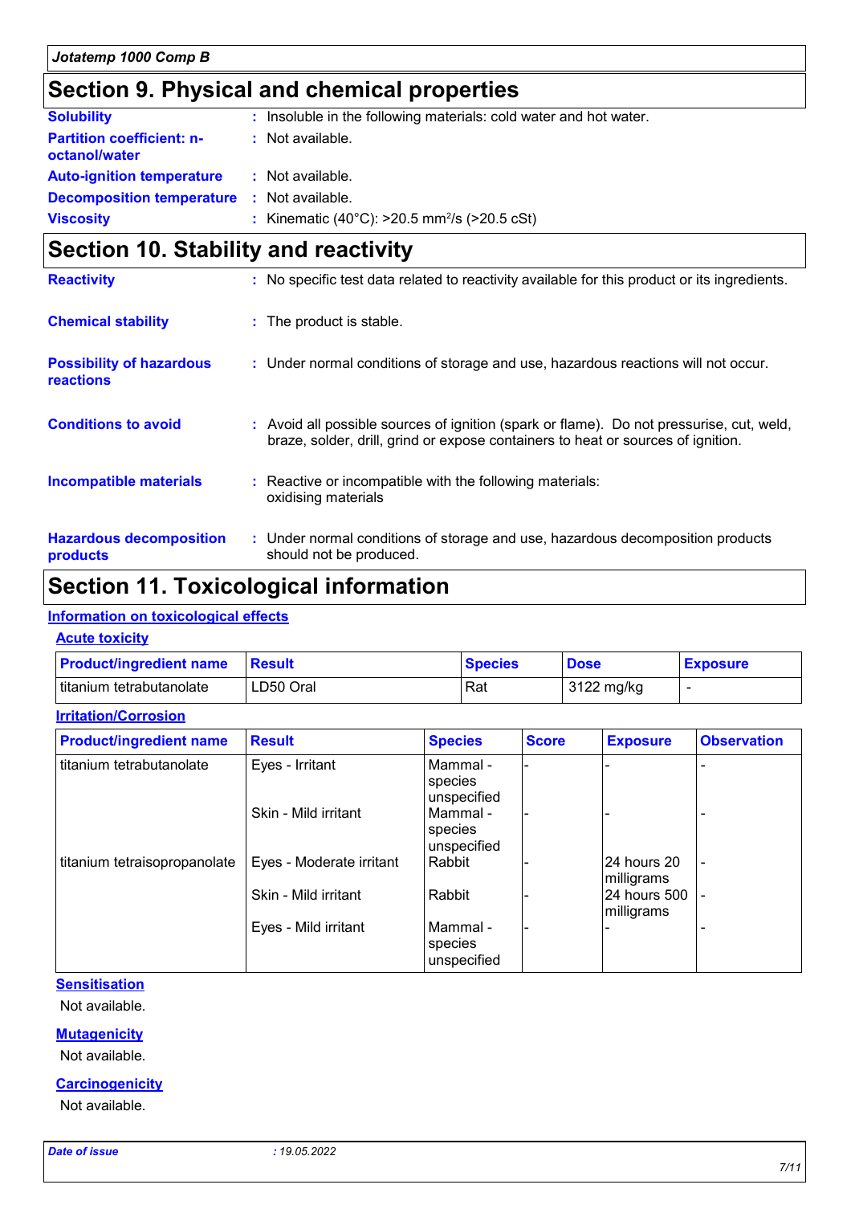## Section 9. Physical and chemical properties

**Solubility** : Insoluble in the following materials: cold water and hot water.

**Partition coefficient: n-octanol/water** : Not available.

**Auto-ignition temperature** : Not available.

**Decomposition temperature** : Not available.

**Viscosity** : Kinematic (40°C): >20.5 $mm^2/s$ (>20.5 cSt)

## Section 10. Stability and reactivity

**Reactivity** : No specific test data related to reactivity available for this product or its ingredients.

**Chemical stability** : The product is stable.

**Possibility of hazardous reactions** : Under normal conditions of storage and use, hazardous reactions will not occur.

**Conditions to avoid** : Avoid all possible sources of ignition (spark or flame). Do not pressurise, cut, weld, braze, solder, drill, grind or expose containers to heat or sources of ignition.

**Incompatible materials** : Reactive or incompatible with the following materials: oxidising materials

**Hazardous decomposition products** : Under normal conditions of storage and use, hazardous decomposition products should not be produced.

## Section 11. Toxicological information

### Information on toxicological effects

#### Acute toxicity

| Product/ingredient name | Result | Species | Dose | Exposure |
|---|---|---|---|---|
| titanium tetrabutanolate | LD50 Oral | Rat | 3122 mg/kg | - |

#### Irritation/Corrosion

| Product/ingredient name | Result | Species | Score | Exposure | Observation |
|---|---|---|---|---|---|
| titanium tetrabutanolate | Eyes - Irritant | Mammal - species unspecified | - | - | - |
| | Skin - Mild irritant | Mammal - species unspecified | - | - | - |
| titanium tetraisopropanolate | Eyes - Moderate irritant | Rabbit | - | 24 hours 20 milligrams | - |
| | Skin - Mild irritant | Rabbit | - | 24 hours 500 milligrams | - |
| | Eyes - Mild irritant | Mammal - species unspecified | - | - | - |

#### Sensitisation

Not available.

#### Mutagenicity

Not available.

#### Carcinogenicity

Not available.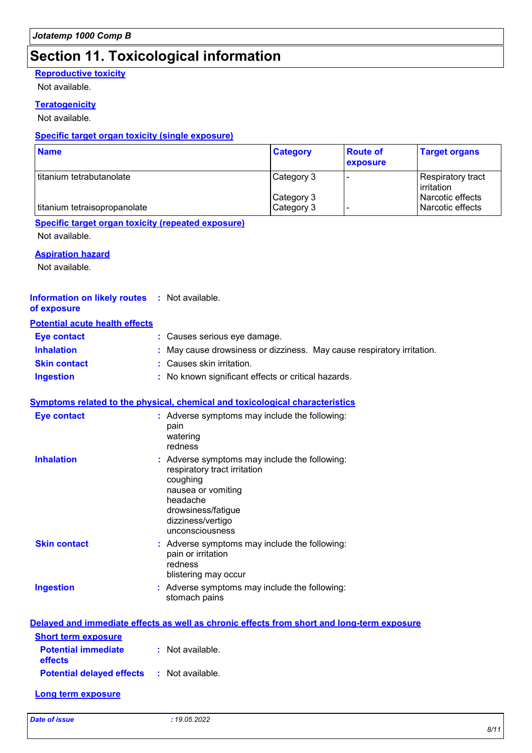# Section 11. Toxicological information

**Reproductive toxicity**

Not available.

**Teratogenicity**

Not available.

**Specific target organ toxicity (single exposure)**

| Name | Category | Route of exposure | Target organs |
|---|---|---|---|
| titanium tetrabutanolate | Category 3 | - | Respiratory tract irritation |
| | Category 3 | | Narcotic effects |
| titanium tetraisopropanolate | Category 3 | - | Narcotic effects |

**Specific target organ toxicity (repeated exposure)**

Not available.

**Aspiration hazard**

Not available.

**Information on likely routes of exposure** : Not available.

**Potential acute health effects**

- **Eye contact** : Causes serious eye damage.
- **Inhalation** : May cause drowsiness or dizziness. May cause respiratory irritation.
- **Skin contact** : Causes skin irritation.
- **Ingestion** : No known significant effects or critical hazards.

**Symptoms related to the physical, chemical and toxicological characteristics**

**Eye contact** : Adverse symptoms may include the following:
pain
watering
redness

**Inhalation** : Adverse symptoms may include the following:
respiratory tract irritation
coughing
nausea or vomiting
headache
drowsiness/fatigue
dizziness/vertigo
unconsciousness

**Skin contact** : Adverse symptoms may include the following:
pain or irritation
redness
blistering may occur

**Ingestion** : Adverse symptoms may include the following:
stomach pains

**Delayed and immediate effects as well as chronic effects from short and long-term exposure**

**Short term exposure**

- **Potential immediate effects** : Not available.
- **Potential delayed effects** : Not available.

**Long term exposure**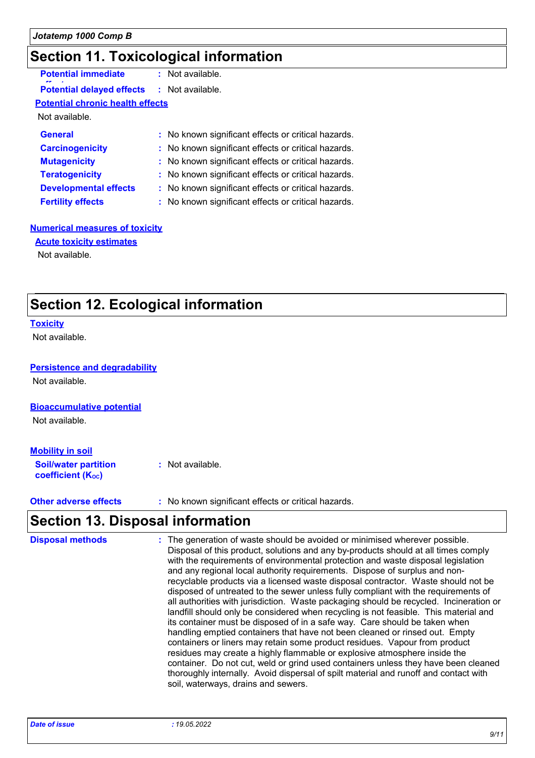## Section 11. Toxicological information

**Potential immediate effects** : Not available.

**Potential delayed effects** : Not available.

**Potential chronic health effects**

Not available.

**General** : No known significant effects or critical hazards.

**Carcinogenicity** : No known significant effects or critical hazards.

**Mutagenicity** : No known significant effects or critical hazards.

**Teratogenicity** : No known significant effects or critical hazards.

**Developmental effects** : No known significant effects or critical hazards.

**Fertility effects** : No known significant effects or critical hazards.

**Numerical measures of toxicity**

**Acute toxicity estimates**

Not available.

## Section 12. Ecological information

**Toxicity**

Not available.

**Persistence and degradability**

Not available.

**Bioaccumulative potential**

Not available.

**Mobility in soil**

**Soil/water partition coefficient ($K_{OC}$)** : Not available.

**Other adverse effects** : No known significant effects or critical hazards.

## Section 13. Disposal information

**Disposal methods** : The generation of waste should be avoided or minimised wherever possible. Disposal of this product, solutions and any by-products should at all times comply with the requirements of environmental protection and waste disposal legislation and any regional local authority requirements. Dispose of surplus and non-recyclable products via a licensed waste disposal contractor. Waste should not be disposed of untreated to the sewer unless fully compliant with the requirements of all authorities with jurisdiction. Waste packaging should be recycled. Incineration or landfill should only be considered when recycling is not feasible. This material and its container must be disposed of in a safe way. Care should be taken when handling emptied containers that have not been cleaned or rinsed out. Empty containers or liners may retain some product residues. Vapour from product residues may create a highly flammable or explosive atmosphere inside the container. Do not cut, weld or grind used containers unless they have been cleaned thoroughly internally. Avoid dispersal of spilt material and runoff and contact with soil, waterways, drains and sewers.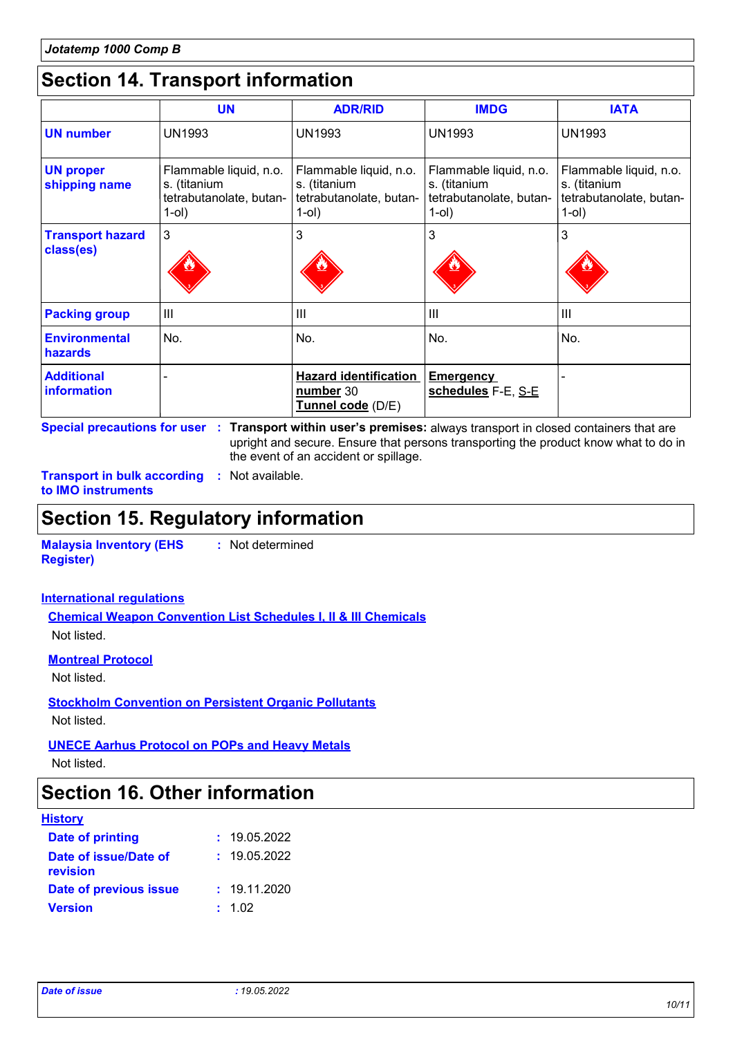Jotatemp 1000 Comp B

## Section 14. Transport information

| | UN | ADR/RID | IMDG | IATA |
|---|---|---|---|---|
| UN number | UN1993 | UN1993 | UN1993 | UN1993 |
| UN proper shipping name | Flammable liquid, n.o.s. (titanium tetrabutanolate, butan-1-ol) | Flammable liquid, n.o.s. (titanium tetrabutanolate, butan-1-ol) | Flammable liquid, n.o.s. (titanium tetrabutanolate, butan-1-ol) | Flammable liquid, n.o.s. (titanium tetrabutanolate, butan-1-ol) |
| Transport hazard class(es) | 3 | 3 | 3 | 3 |
| Packing group | III | III | III | III |
| Environmental hazards | No. | No. | No. | No. |
| Additional information | - | Hazard identification number 30<br>Tunnel code (D/E) | Emergency schedules F-E, S-E | - |

**Special precautions for user** : **Transport within user's premises:** always transport in closed containers that are upright and secure. Ensure that persons transporting the product know what to do in the event of an accident or spillage.

**Transport in bulk according to IMO instruments** : Not available.

## Section 15. Regulatory information

**Malaysia Inventory (EHS Register)** : Not determined

**International regulations**

**Chemical Weapon Convention List Schedules I, II & III Chemicals**

Not listed.

**Montreal Protocol**

Not listed.

**Stockholm Convention on Persistent Organic Pollutants**

Not listed.

**UNECE Aarhus Protocol on POPs and Heavy Metals**

Not listed.

## Section 16. Other information

**History**

**Date of printing** : 19.05.2022

**Date of issue/Date of revision** : 19.05.2022

**Date of previous issue** : 19.11.2020

**Version** : 1.02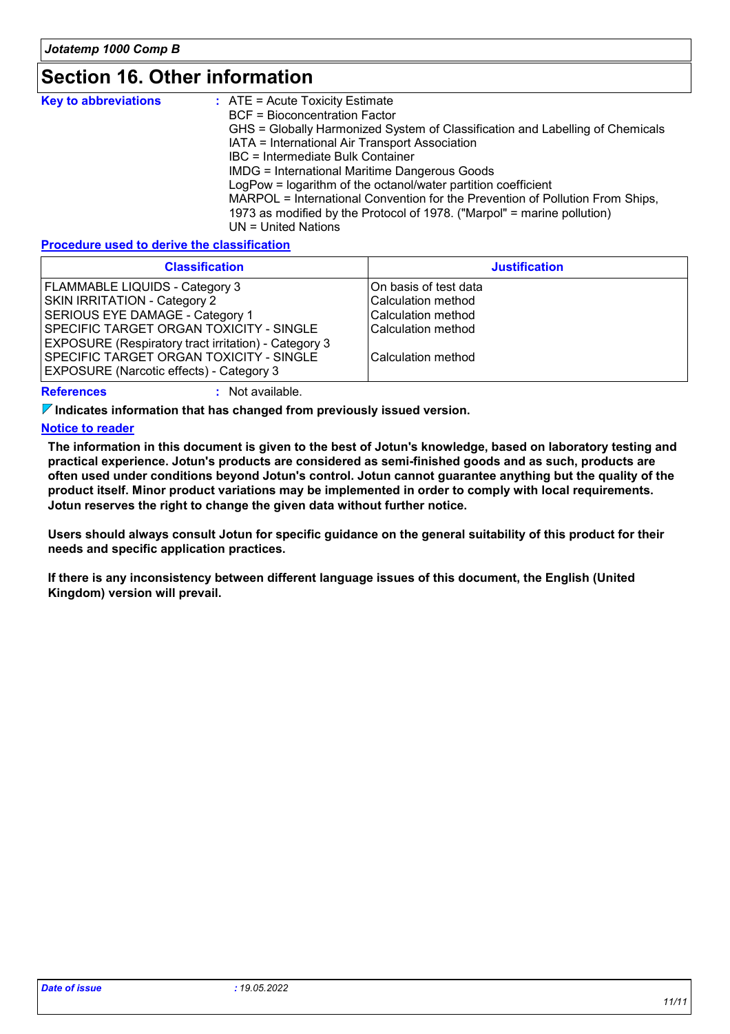# Section 16. Other information

**Key to abbreviations** : ATE = Acute Toxicity Estimate
BCF = Bioconcentration Factor
GHS = Globally Harmonized System of Classification and Labelling of Chemicals
IATA = International Air Transport Association
IBC = Intermediate Bulk Container
IMDG = International Maritime Dangerous Goods
LogPow = logarithm of the octanol/water partition coefficient
MARPOL = International Convention for the Prevention of Pollution From Ships, 1973 as modified by the Protocol of 1978. ("Marpol" = marine pollution)
UN = United Nations

**Procedure used to derive the classification**

| Classification | Justification |
|---|---|
| FLAMMABLE LIQUIDS - Category 3 | On basis of test data |
| SKIN IRRITATION - Category 2 | Calculation method |
| SERIOUS EYE DAMAGE - Category 1 | Calculation method |
| SPECIFIC TARGET ORGAN TOXICITY - SINGLE EXPOSURE (Respiratory tract irritation) - Category 3 | Calculation method |
| SPECIFIC TARGET ORGAN TOXICITY - SINGLE EXPOSURE (Narcotic effects) - Category 3 | Calculation method |

**References** : Not available.

**Indicates information that has changed from previously issued version.**

**Notice to reader**

**The information in this document is given to the best of Jotun's knowledge, based on laboratory testing and practical experience. Jotun's products are considered as semi-finished goods and as such, products are often used under conditions beyond Jotun's control. Jotun cannot guarantee anything but the quality of the product itself. Minor product variations may be implemented in order to comply with local requirements. Jotun reserves the right to change the given data without further notice.**

**Users should always consult Jotun for specific guidance on the general suitability of this product for their needs and specific application practices.**

**If there is any inconsistency between different language issues of this document, the English (United Kingdom) version will prevail.**

*Date of issue* : 19.05.2022